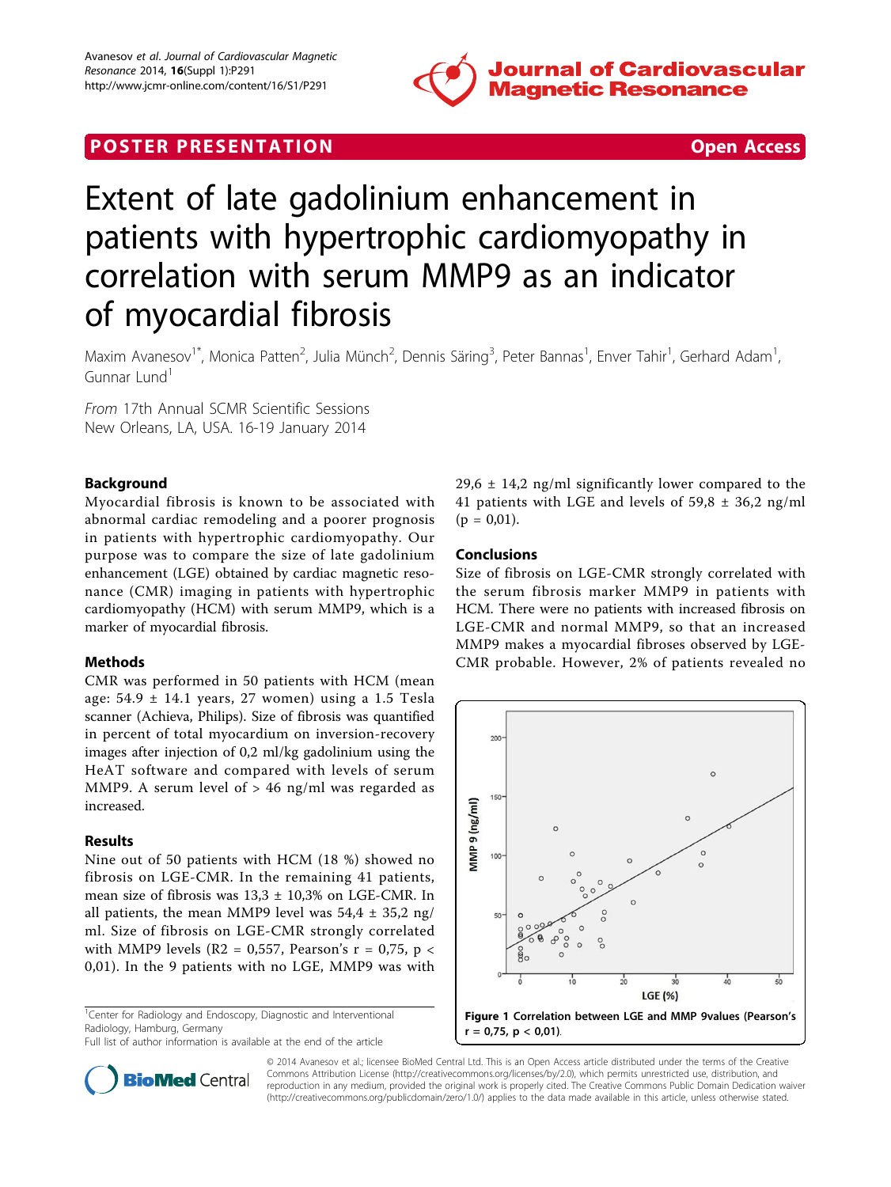POSTER PRESENTATION Open Access

# Extent of late gadolinium enhancement in patients with hypertrophic cardiomyopathy in correlation with serum MMP9 as an indicator of myocardial fibrosis

Maxim Avanesov[1*], Monica Patten[2], Julia Münch[2], Dennis Säring[3], Peter Bannas[1], Enver Tahir[1], Gerhard Adam[1], Gunnar Lund[1]

*From* 17th Annual SCMR Scientific Sessions
New Orleans, LA, USA. 16-19 January 2014

## Background

Myocardial fibrosis is known to be associated with abnormal cardiac remodeling and a poorer prognosis in patients with hypertrophic cardiomyopathy. Our purpose was to compare the size of late gadolinium enhancement (LGE) obtained by cardiac magnetic resonance (CMR) imaging in patients with hypertrophic cardiomyopathy (HCM) with serum MMP9, which is a marker of myocardial fibrosis.

## Methods

CMR was performed in 50 patients with HCM (mean age: 54.9 ± 14.1 years, 27 women) using a 1.5 Tesla scanner (Achieva, Philips). Size of fibrosis was quantified in percent of total myocardium on inversion-recovery images after injection of 0,2 ml/kg gadolinium using the HeAT software and compared with levels of serum MMP9. A serum level of > 46 ng/ml was regarded as increased.

## Results

Nine out of 50 patients with HCM (18 %) showed no fibrosis on LGE-CMR. In the remaining 41 patients, mean size of fibrosis was 13,3 ± 10,3% on LGE-CMR. In all patients, the mean MMP9 level was 54,4 ± 35,2 ng/ml. Size of fibrosis on LGE-CMR strongly correlated with MMP9 levels ($R2$ = 0,557, Pearson's r = 0,75, p < 0,01). In the 9 patients with no LGE, MMP9 was with 29,6 ± 14,2 ng/ml significantly lower compared to the 41 patients with LGE and levels of 59,8 ± 36,2 ng/ml (p = 0,01).

## Conclusions

Size of fibrosis on LGE-CMR strongly correlated with the serum fibrosis marker MMP9 in patients with HCM. There were no patients with increased fibrosis on LGE-CMR and normal MMP9, so that an increased MMP9 makes a myocardial fibroses observed by LGE-CMR probable. However, 2% of patients revealed no

**Figure 1 Correlation between LGE and MMP 9values (Pearson's r = 0,75, p < 0,01).**

[1]Center for Radiology and Endoscopy, Diagnostic and Interventional Radiology, Hamburg, Germany
Full list of author information is available at the end of the article

© 2014 Avanesov et al.; licensee BioMed Central Ltd. This is an Open Access article distributed under the terms of the Creative Commons Attribution License (http://creativecommons.org/licenses/by/2.0), which permits unrestricted use, distribution, and reproduction in any medium, provided the original work is properly cited. The Creative Commons Public Domain Dedication waiver (http://creativecommons.org/publicdomain/zero/1.0/) applies to the data made available in this article, unless otherwise stated.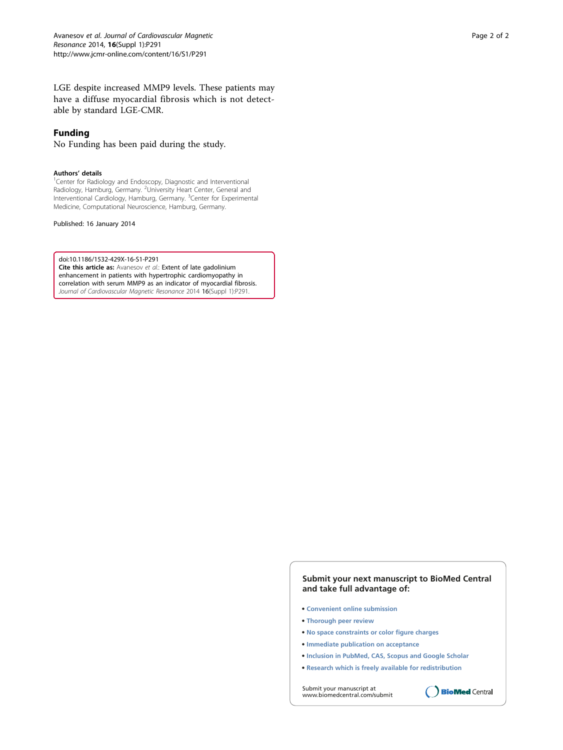LGE despite increased MMP9 levels. These patients may have a diffuse myocardial fibrosis which is not detectable by standard LGE-CMR.

## Funding

No Funding has been paid during the study.

#### Authors' details

[1]Center for Radiology and Endoscopy, Diagnostic and Interventional Radiology, Hamburg, Germany. [2]University Heart Center, General and Interventional Cardiology, Hamburg, Germany. [3]Center for Experimental Medicine, Computational Neuroscience, Hamburg, Germany.

Published: 16 January 2014

doi:10.1186/1532-429X-16-S1-P291
**Cite this article as:** Avanesov *et al.*: Extent of late gadolinium enhancement in patients with hypertrophic cardiomyopathy in correlation with serum MMP9 as an indicator of myocardial fibrosis. *Journal of Cardiovascular Magnetic Resonance* 2014 **16**(Suppl 1):P291.

**Submit your next manuscript to BioMed Central and take full advantage of:**

- **Convenient online submission**
- **Thorough peer review**
- **No space constraints or color figure charges**
- **Immediate publication on acceptance**
- **Inclusion in PubMed, CAS, Scopus and Google Scholar**
- **Research which is freely available for redistribution**

Submit your manuscript at
www.biomedcentral.com/submit

BioMed Central